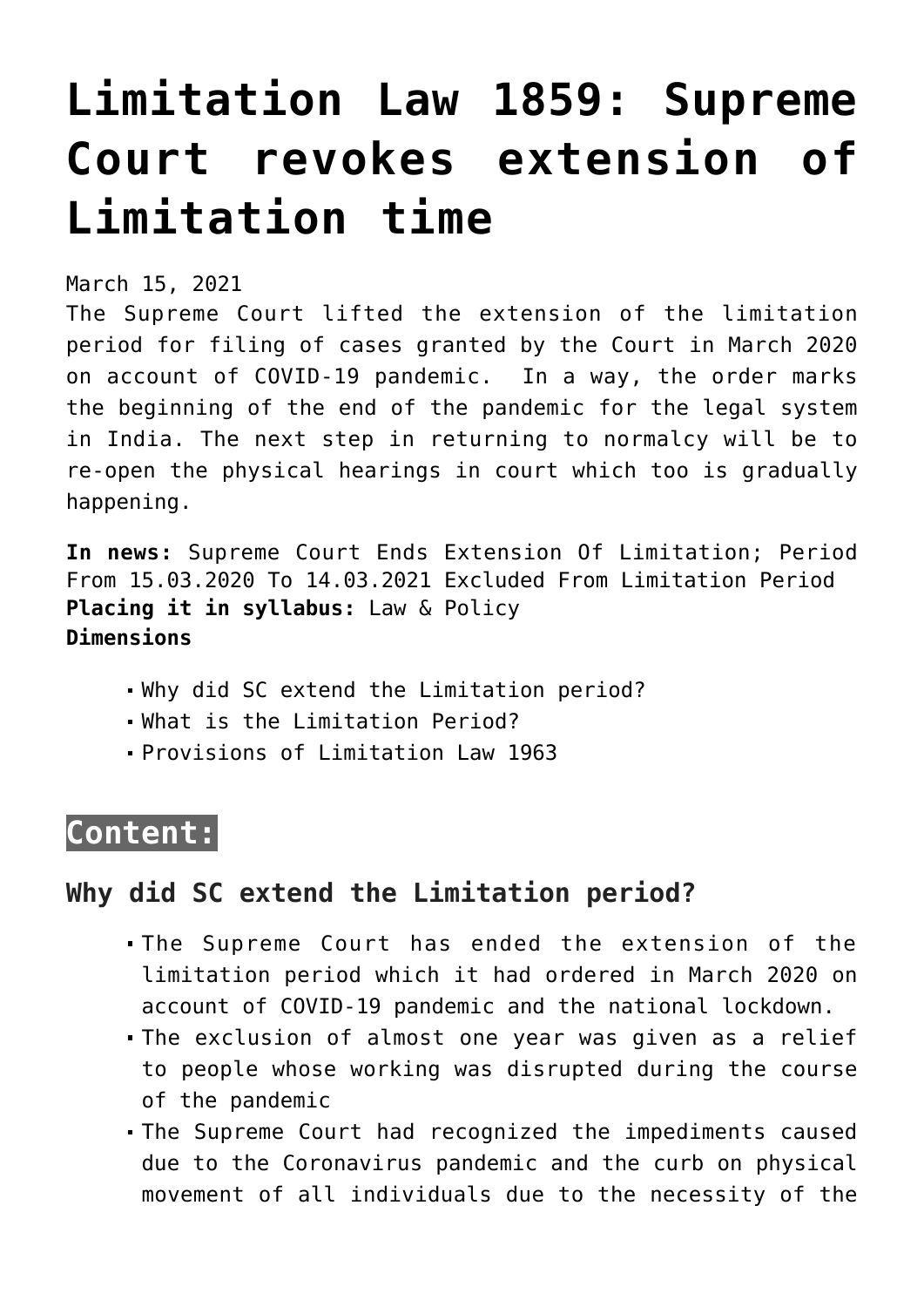# Limitation Law 1859: Supreme Court revokes extension of Limitation time

March 15, 2021

The Supreme Court lifted the extension of the limitation period for filing of cases granted by the Court in March 2020 on account of COVID-19 pandemic. In a way, the order marks the beginning of the end of the pandemic for the legal system in India. The next step in returning to normalcy will be to re-open the physical hearings in court which too is gradually happening.

**In news:** Supreme Court Ends Extension Of Limitation; Period From 15.03.2020 To 14.03.2021 Excluded From Limitation Period
**Placing it in syllabus:** Law & Policy
**Dimensions**

- Why did SC extend the Limitation period?
- What is the Limitation Period?
- Provisions of Limitation Law 1963

## Content:

### Why did SC extend the Limitation period?

- The Supreme Court has ended the extension of the limitation period which it had ordered in March 2020 on account of COVID-19 pandemic and the national lockdown.
- The exclusion of almost one year was given as a relief to people whose working was disrupted during the course of the pandemic
- The Supreme Court had recognized the impediments caused due to the Coronavirus pandemic and the curb on physical movement of all individuals due to the necessity of the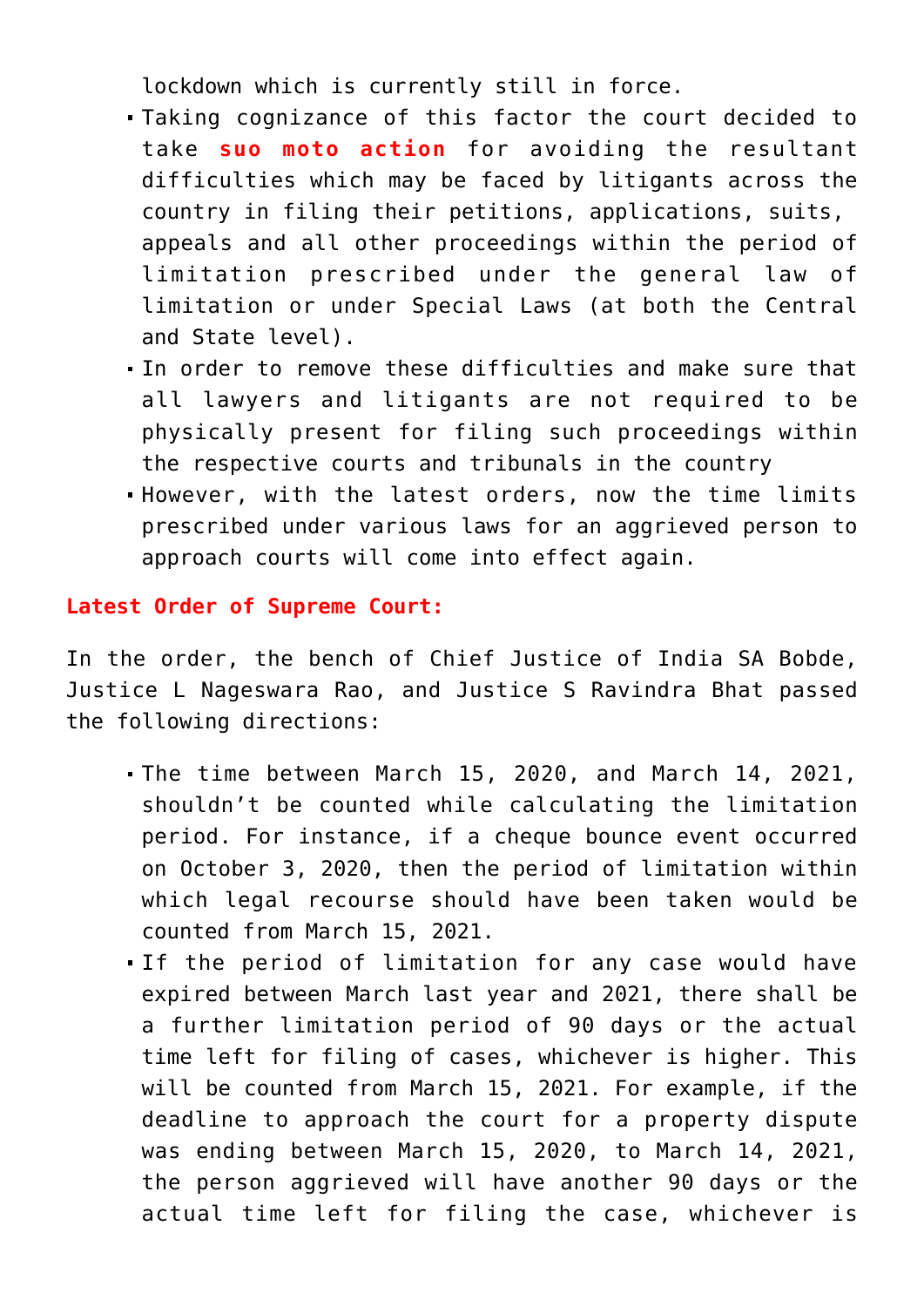lockdown which is currently still in force.

- Taking cognizance of this factor the court decided to take **suo moto action** for avoiding the resultant difficulties which may be faced by litigants across the country in filing their petitions, applications, suits, appeals and all other proceedings within the period of limitation prescribed under the general law of limitation or under Special Laws (at both the Central and State level).
- In order to remove these difficulties and make sure that all lawyers and litigants are not required to be physically present for filing such proceedings within the respective courts and tribunals in the country
- However, with the latest orders, now the time limits prescribed under various laws for an aggrieved person to approach courts will come into effect again.

**Latest Order of Supreme Court:**

In the order, the bench of Chief Justice of India SA Bobde, Justice L Nageswara Rao, and Justice S Ravindra Bhat passed the following directions:

- The time between March 15, 2020, and March 14, 2021, shouldn't be counted while calculating the limitation period. For instance, if a cheque bounce event occurred on October 3, 2020, then the period of limitation within which legal recourse should have been taken would be counted from March 15, 2021.
- If the period of limitation for any case would have expired between March last year and 2021, there shall be a further limitation period of 90 days or the actual time left for filing of cases, whichever is higher. This will be counted from March 15, 2021. For example, if the deadline to approach the court for a property dispute was ending between March 15, 2020, to March 14, 2021, the person aggrieved will have another 90 days or the actual time left for filing the case, whichever is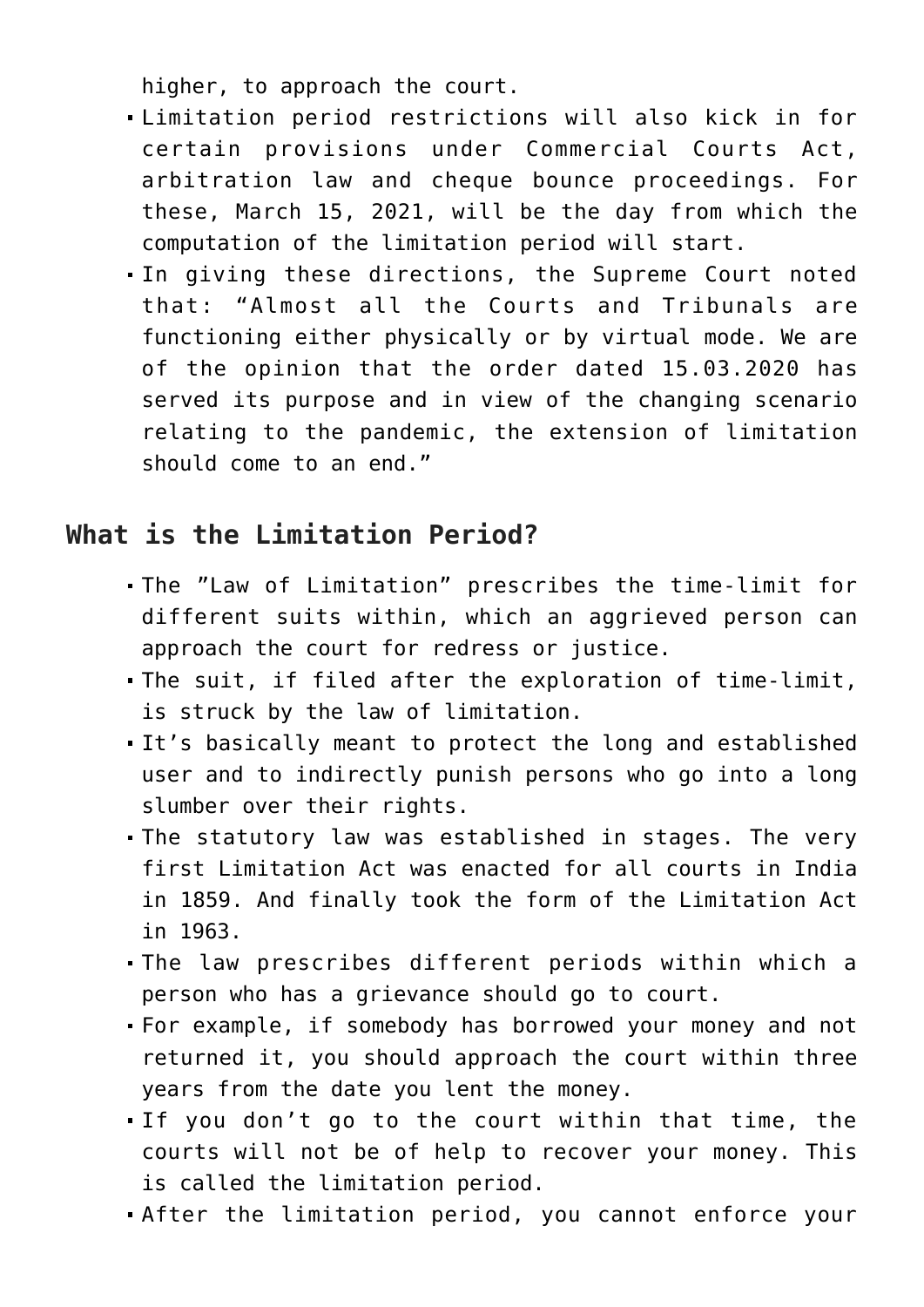higher, to approach the court.

- Limitation period restrictions will also kick in for certain provisions under Commercial Courts Act, arbitration law and cheque bounce proceedings. For these, March 15, 2021, will be the day from which the computation of the limitation period will start.
- In giving these directions, the Supreme Court noted that: "Almost all the Courts and Tribunals are functioning either physically or by virtual mode. We are of the opinion that the order dated 15.03.2020 has served its purpose and in view of the changing scenario relating to the pandemic, the extension of limitation should come to an end."

## What is the Limitation Period?

- The "Law of Limitation" prescribes the time-limit for different suits within, which an aggrieved person can approach the court for redress or justice.
- The suit, if filed after the exploration of time-limit, is struck by the law of limitation.
- It's basically meant to protect the long and established user and to indirectly punish persons who go into a long slumber over their rights.
- The statutory law was established in stages. The very first Limitation Act was enacted for all courts in India in 1859. And finally took the form of the Limitation Act in 1963.
- The law prescribes different periods within which a person who has a grievance should go to court.
- For example, if somebody has borrowed your money and not returned it, you should approach the court within three years from the date you lent the money.
- If you don't go to the court within that time, the courts will not be of help to recover your money. This is called the limitation period.
- After the limitation period, you cannot enforce your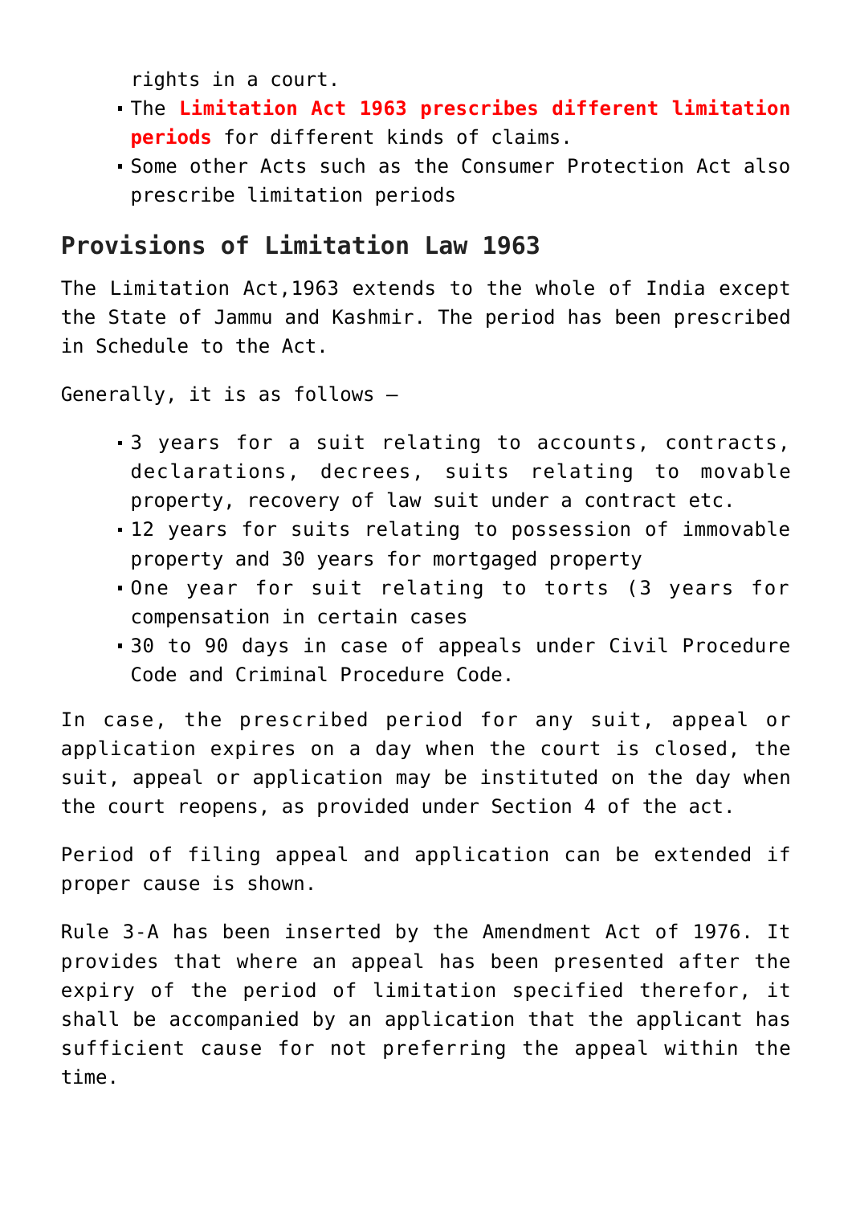rights in a court.

- The **Limitation Act 1963 prescribes different limitation periods** for different kinds of claims.
- Some other Acts such as the Consumer Protection Act also prescribe limitation periods

## Provisions of Limitation Law 1963

The Limitation Act,1963 extends to the whole of India except the State of Jammu and Kashmir. The period has been prescribed in Schedule to the Act.

Generally, it is as follows –

- 3 years for a suit relating to accounts, contracts, declarations, decrees, suits relating to movable property, recovery of law suit under a contract etc.
- 12 years for suits relating to possession of immovable property and 30 years for mortgaged property
- One year for suit relating to torts (3 years for compensation in certain cases
- 30 to 90 days in case of appeals under Civil Procedure Code and Criminal Procedure Code.

In case, the prescribed period for any suit, appeal or application expires on a day when the court is closed, the suit, appeal or application may be instituted on the day when the court reopens, as provided under Section 4 of the act.

Period of filing appeal and application can be extended if proper cause is shown.

Rule 3-A has been inserted by the Amendment Act of 1976. It provides that where an appeal has been presented after the expiry of the period of limitation specified therefor, it shall be accompanied by an application that the applicant has sufficient cause for not preferring the appeal within the time.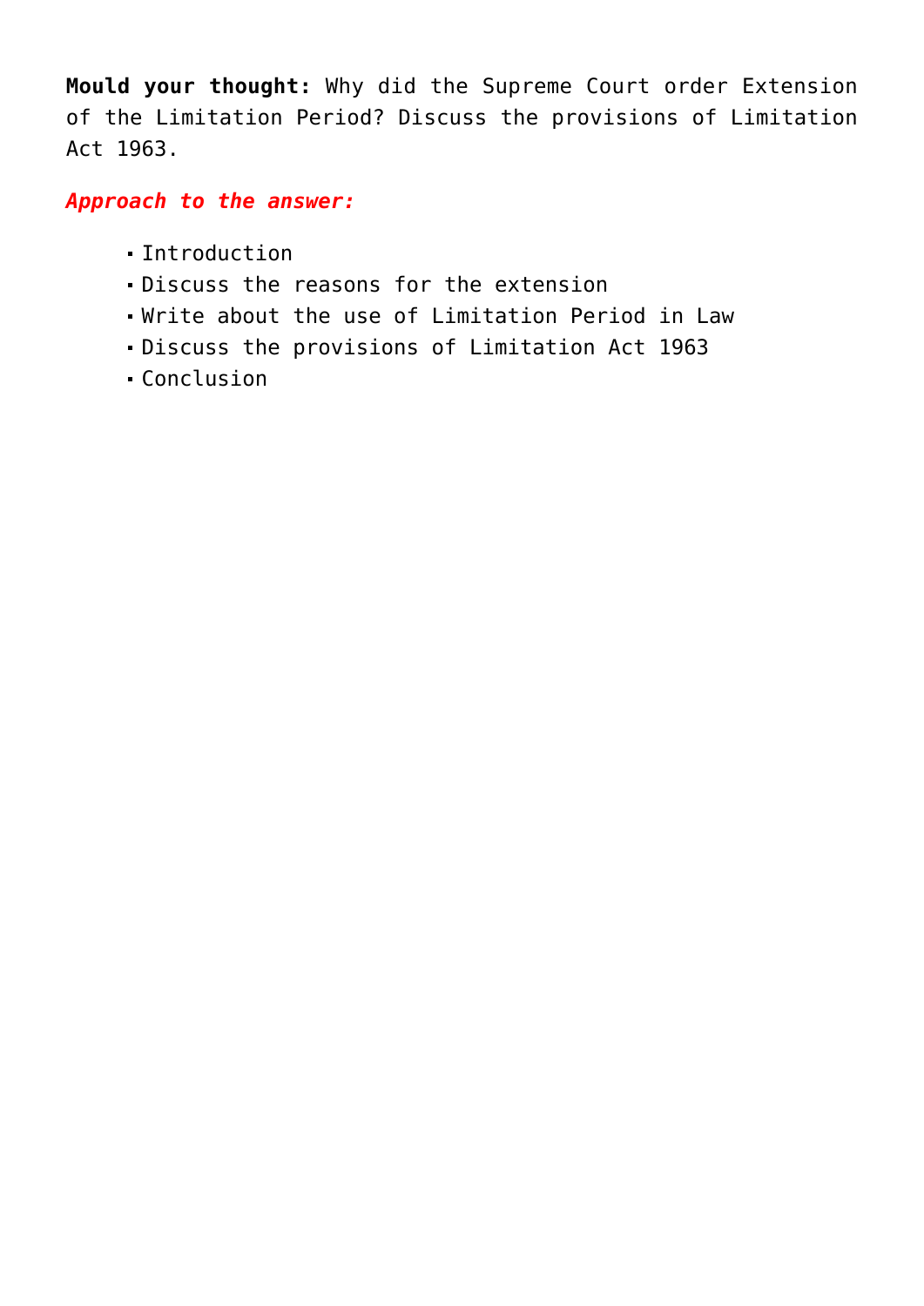**Mould your thought:** Why did the Supreme Court order Extension of the Limitation Period? Discuss the provisions of Limitation Act 1963.

***Approach to the answer:***

- Introduction
- Discuss the reasons for the extension
- Write about the use of Limitation Period in Law
- Discuss the provisions of Limitation Act 1963
- Conclusion